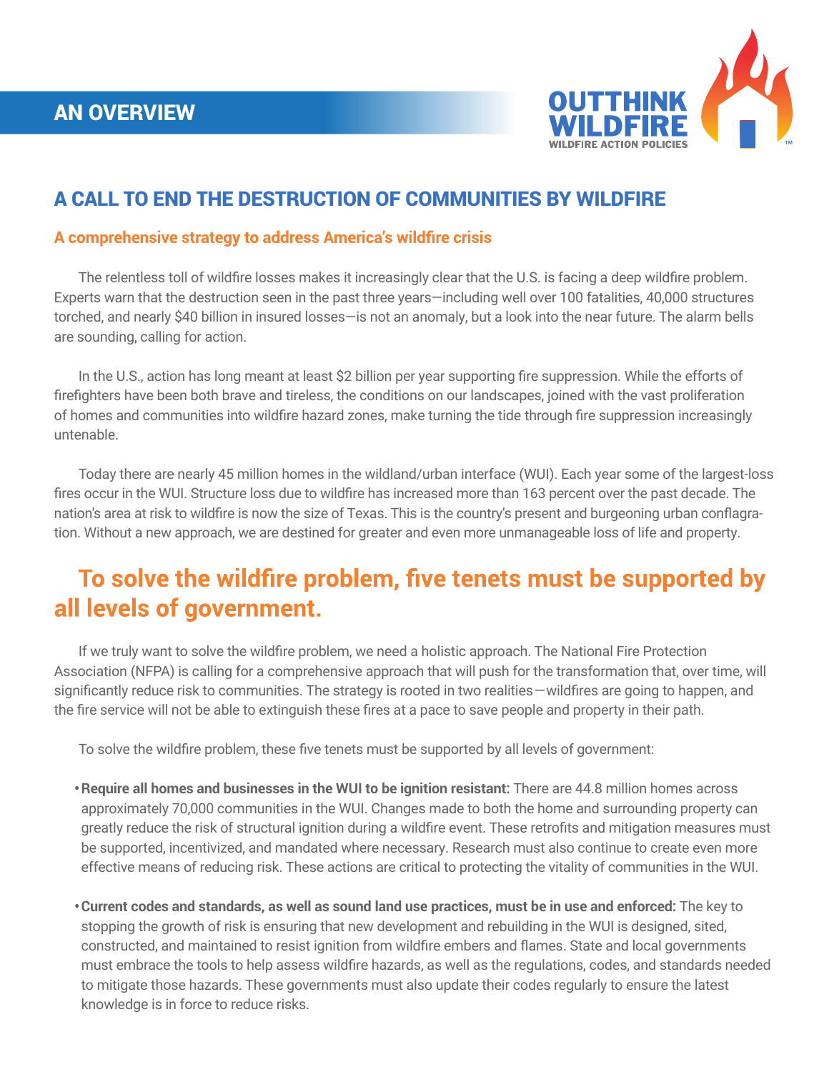## AN OVERVIEW

**OUTTHINK WILDFIRE**
**WILDFIRE ACTION POLICIES**

# A CALL TO END THE DESTRUCTION OF COMMUNITIES BY WILDFIRE

### A comprehensive strategy to address America's wildfire crisis

The relentless toll of wildfire losses makes it increasingly clear that the U.S. is facing a deep wildfire problem. Experts warn that the destruction seen in the past three years—including well over 100 fatalities, 40,000 structures torched, and nearly $40 billion in insured losses—is not an anomaly, but a look into the near future. The alarm bells are sounding, calling for action.

In the U.S., action has long meant at least $2 billion per year supporting fire suppression. While the efforts of firefighters have been both brave and tireless, the conditions on our landscapes, joined with the vast proliferation of homes and communities into wildfire hazard zones, make turning the tide through fire suppression increasingly untenable.

Today there are nearly 45 million homes in the wildland/urban interface (WUI). Each year some of the largest-loss fires occur in the WUI. Structure loss due to wildfire has increased more than 163 percent over the past decade. The nation's area at risk to wildfire is now the size of Texas. This is the country's present and burgeoning urban conflagration. Without a new approach, we are destined for greater and even more unmanageable loss of life and property.

## To solve the wildfire problem, five tenets must be supported by all levels of government.

If we truly want to solve the wildfire problem, we need a holistic approach. The National Fire Protection Association (NFPA) is calling for a comprehensive approach that will push for the transformation that, over time, will significantly reduce risk to communities. The strategy is rooted in two realities—wildfires are going to happen, and the fire service will not be able to extinguish these fires at a pace to save people and property in their path.

To solve the wildfire problem, these five tenets must be supported by all levels of government:

- **Require all homes and businesses in the WUI to be ignition resistant:** There are 44.8 million homes across approximately 70,000 communities in the WUI. Changes made to both the home and surrounding property can greatly reduce the risk of structural ignition during a wildfire event. These retrofits and mitigation measures must be supported, incentivized, and mandated where necessary. Research must also continue to create even more effective means of reducing risk. These actions are critical to protecting the vitality of communities in the WUI.
- **Current codes and standards, as well as sound land use practices, must be in use and enforced:** The key to stopping the growth of risk is ensuring that new development and rebuilding in the WUI is designed, sited, constructed, and maintained to resist ignition from wildfire embers and flames. State and local governments must embrace the tools to help assess wildfire hazards, as well as the regulations, codes, and standards needed to mitigate those hazards. These governments must also update their codes regularly to ensure the latest knowledge is in force to reduce risks.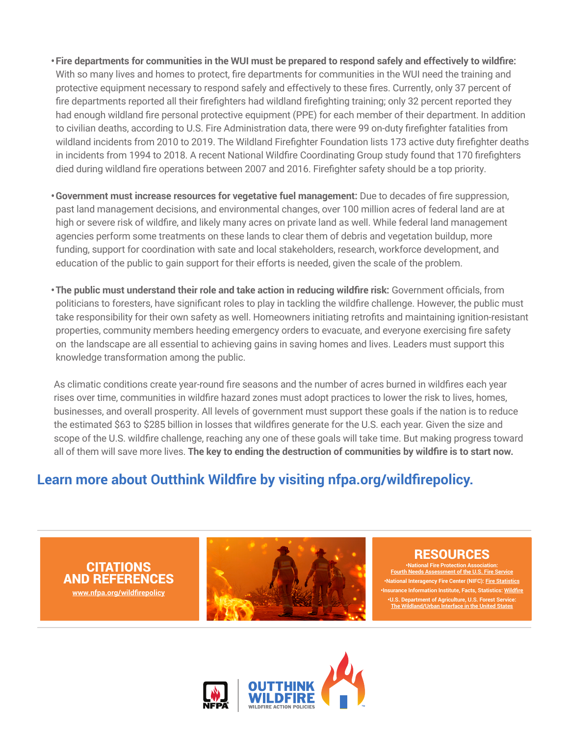- **Fire departments for communities in the WUI must be prepared to respond safely and effectively to wildfire:** With so many lives and homes to protect, fire departments for communities in the WUI need the training and protective equipment necessary to respond safely and effectively to these fires. Currently, only 37 percent of fire departments reported all their firefighters had wildland firefighting training; only 32 percent reported they had enough wildland fire personal protective equipment (PPE) for each member of their department. In addition to civilian deaths, according to U.S. Fire Administration data, there were 99 on-duty firefighter fatalities from wildland incidents from 2010 to 2019. The Wildland Firefighter Foundation lists 173 active duty firefighter deaths in incidents from 1994 to 2018. A recent National Wildfire Coordinating Group study found that 170 firefighters died during wildland fire operations between 2007 and 2016. Firefighter safety should be a top priority.

- **Government must increase resources for vegetative fuel management:** Due to decades of fire suppression, past land management decisions, and environmental changes, over 100 million acres of federal land are at high or severe risk of wildfire, and likely many acres on private land as well. While federal land management agencies perform some treatments on these lands to clear them of debris and vegetation buildup, more funding, support for coordination with sate and local stakeholders, research, workforce development, and education of the public to gain support for their efforts is needed, given the scale of the problem.

- **The public must understand their role and take action in reducing wildfire risk:** Government officials, from politicians to foresters, have significant roles to play in tackling the wildfire challenge. However, the public must take responsibility for their own safety as well. Homeowners initiating retrofits and maintaining ignition-resistant properties, community members heeding emergency orders to evacuate, and everyone exercising fire safety on the landscape are all essential to achieving gains in saving homes and lives. Leaders must support this knowledge transformation among the public.

As climatic conditions create year-round fire seasons and the number of acres burned in wildfires each year rises over time, communities in wildfire hazard zones must adopt practices to lower the risk to lives, homes, businesses, and overall prosperity. All levels of government must support these goals if the nation is to reduce the estimated $63 to $285 billion in losses that wildfires generate for the U.S. each year. Given the size and scope of the U.S. wildfire challenge, reaching any one of these goals will take time. But making progress toward all of them will save more lives. **The key to ending the destruction of communities by wildfire is to start now.**

## Learn more about Outthink Wildfire by visiting nfpa.org/wildfirepolicy.

### CITATIONS AND REFERENCES

www.nfpa.org/wildfirepolicy

### RESOURCES

- National Fire Protection Association: Fourth Needs Assessment of the U.S. Fire Service
- National Interagency Fire Center (NIFC): Fire Statistics
- Insurance Information Institute, Facts, Statistics: Wildfire
- U.S. Department of Agriculture, U.S. Forest Service: The Wildland/Urban Interface in the United States

NFPA | OUTTHINK WILDFIRE — WILDFIRE ACTION POLICIES